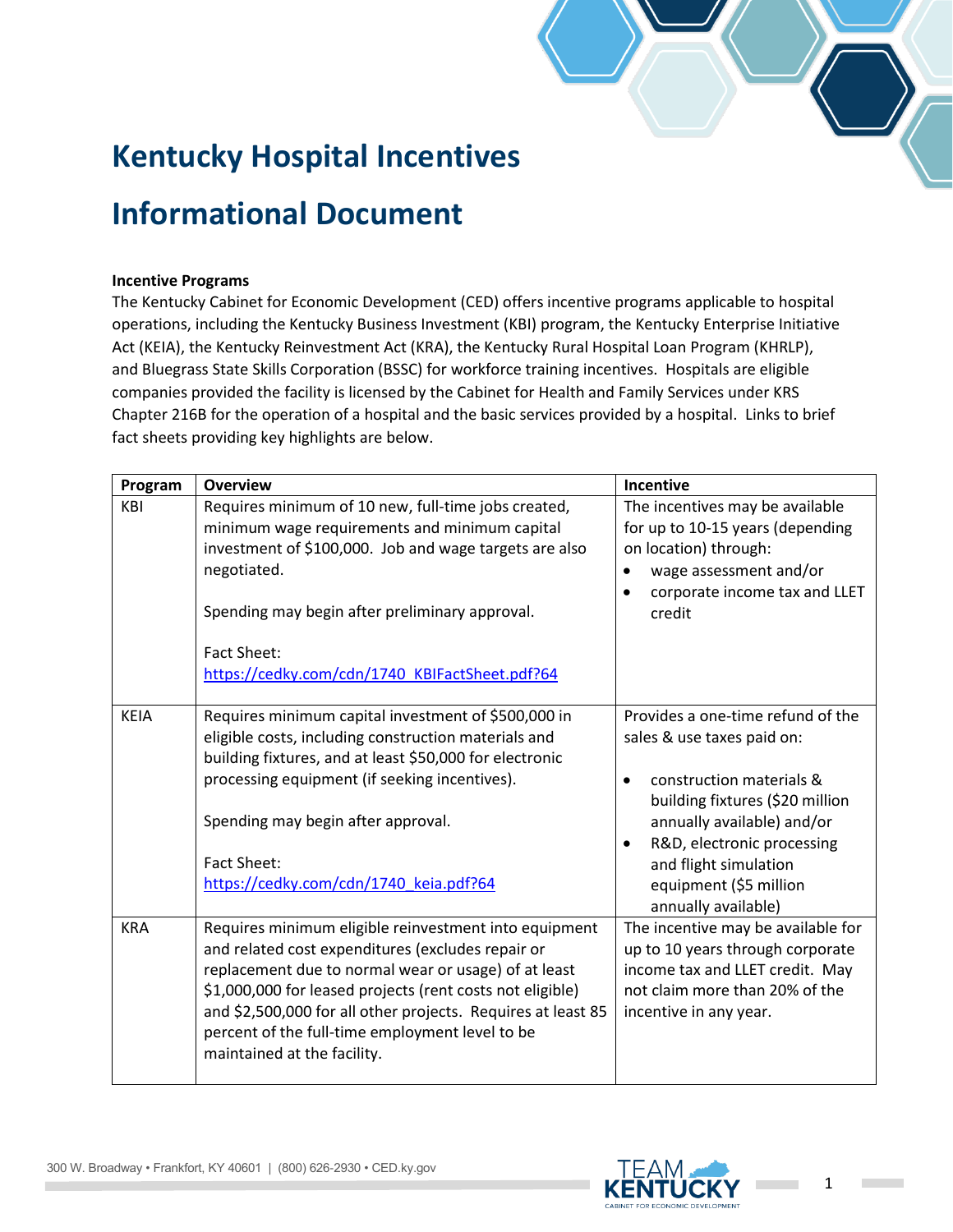# Kentucky Hospital Incentives Informational Document

**Incentive Programs**

The Kentucky Cabinet for Economic Development (CED) offers incentive programs applicable to hospital operations, including the Kentucky Business Investment (KBI) program, the Kentucky Enterprise Initiative Act (KEIA), the Kentucky Reinvestment Act (KRA), the Kentucky Rural Hospital Loan Program (KHRLP), and Bluegrass State Skills Corporation (BSSC) for workforce training incentives. Hospitals are eligible companies provided the facility is licensed by the Cabinet for Health and Family Services under KRS Chapter 216B for the operation of a hospital and the basic services provided by a hospital. Links to brief fact sheets providing key highlights are below.

| Program | Overview | Incentive |
|---|---|---|
| KBI | Requires minimum of 10 new, full-time jobs created, minimum wage requirements and minimum capital investment of $100,000. Job and wage targets are also negotiated.<br><br>Spending may begin after preliminary approval.<br><br>Fact Sheet: https://cedky.com/cdn/1740_KBIFactSheet.pdf?64 | The incentives may be available for up to 10-15 years (depending on location) through:<br>• wage assessment and/or<br>• corporate income tax and LLET credit |
| KEIA | Requires minimum capital investment of $500,000 in eligible costs, including construction materials and building fixtures, and at least $50,000 for electronic processing equipment (if seeking incentives).<br><br>Spending may begin after approval.<br><br>Fact Sheet: https://cedky.com/cdn/1740_keia.pdf?64 | Provides a one-time refund of the sales & use taxes paid on:<br>• construction materials & building fixtures ($20 million annually available) and/or<br>• R&D, electronic processing and flight simulation equipment ($5 million annually available) |
| KRA | Requires minimum eligible reinvestment into equipment and related cost expenditures (excludes repair or replacement due to normal wear or usage) of at least $1,000,000 for leased projects (rent costs not eligible) and $2,500,000 for all other projects. Requires at least 85 percent of the full-time employment level to be maintained at the facility. | The incentive may be available for up to 10 years through corporate income tax and LLET credit. May not claim more than 20% of the incentive in any year. |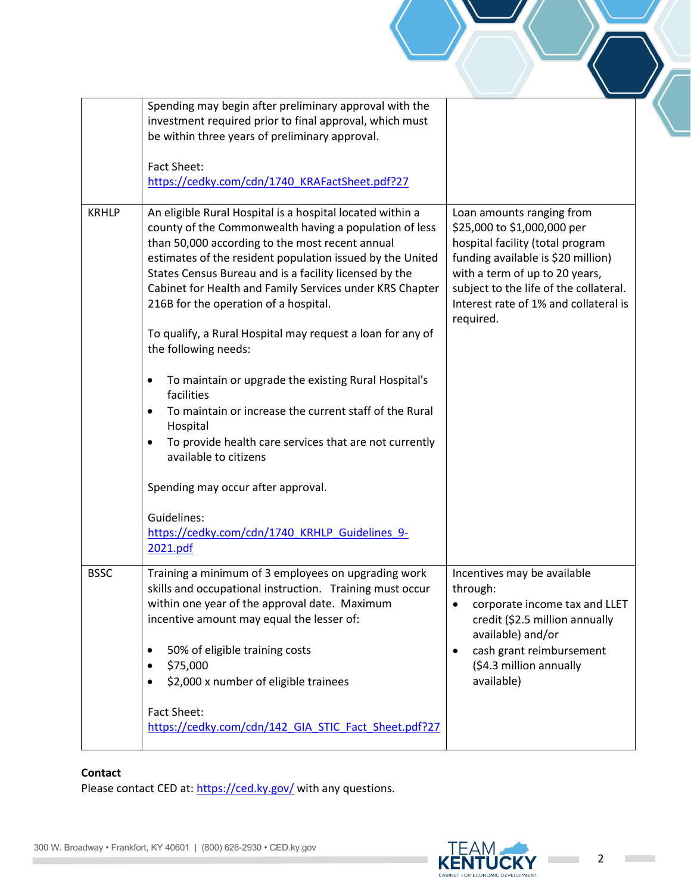| | | |
|---|---|---|
| | Spending may begin after preliminary approval with the investment required prior to final approval, which must be within three years of preliminary approval.<br><br>Fact Sheet:<br>https://cedky.com/cdn/1740_KRAFactSheet.pdf?27 | |
| KRHLP | An eligible Rural Hospital is a hospital located within a county of the Commonwealth having a population of less than 50,000 according to the most recent annual estimates of the resident population issued by the United States Census Bureau and is a facility licensed by the Cabinet for Health and Family Services under KRS Chapter 216B for the operation of a hospital.<br><br>To qualify, a Rural Hospital may request a loan for any of the following needs:<br><br>• To maintain or upgrade the existing Rural Hospital's facilities<br>• To maintain or increase the current staff of the Rural Hospital<br>• To provide health care services that are not currently available to citizens<br><br>Spending may occur after approval.<br><br>Guidelines:<br>https://cedky.com/cdn/1740_KRHLP_Guidelines_9-2021.pdf | Loan amounts ranging from $25,000 to $1,000,000 per hospital facility (total program funding available is $20 million) with a term of up to 20 years, subject to the life of the collateral. Interest rate of 1% and collateral is required. |
| BSSC | Training a minimum of 3 employees on upgrading work skills and occupational instruction. Training must occur within one year of the approval date. Maximum incentive amount may equal the lesser of:<br><br>• 50% of eligible training costs<br>• $75,000<br>• $2,000 x number of eligible trainees<br><br>Fact Sheet:<br>https://cedky.com/cdn/142_GIA_STIC_Fact_Sheet.pdf?27 | Incentives may be available through:<br>• corporate income tax and LLET credit ($2.5 million annually available) and/or<br>• cash grant reimbursement ($4.3 million annually available) |

**Contact**

Please contact CED at: https://ced.ky.gov/ with any questions.

300 W. Broadway • Frankfort, KY 40601 | (800) 626-2930 • CED.ky.gov